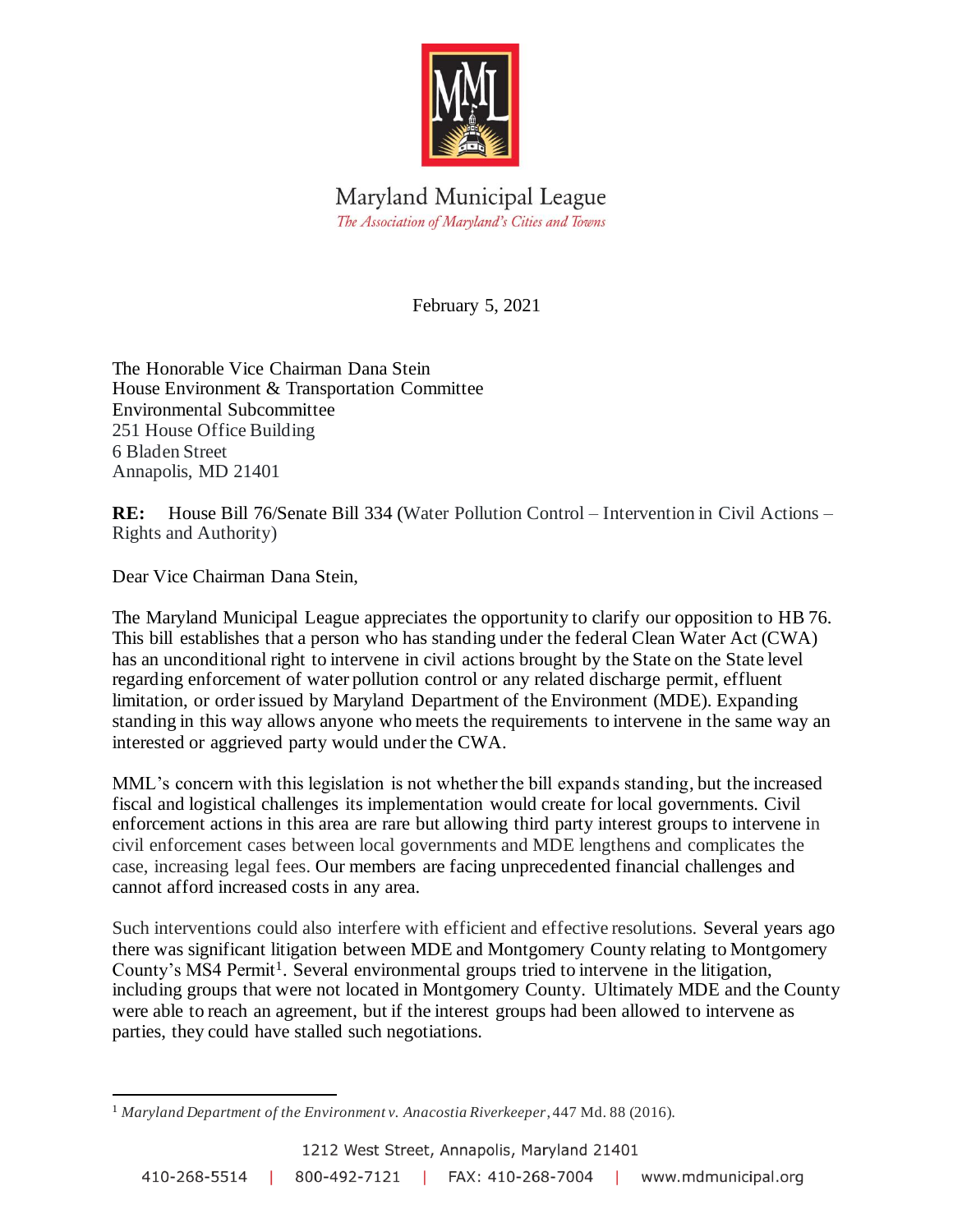Maryland Municipal League

*The Association of Maryland's Cities and Towns*

February 5, 2021

The Honorable Vice Chairman Dana Stein
House Environment & Transportation Committee
Environmental Subcommittee
251 House Office Building
6 Bladen Street
Annapolis, MD 21401

**RE:** House Bill 76/Senate Bill 334 (Water Pollution Control – Intervention in Civil Actions – Rights and Authority)

Dear Vice Chairman Dana Stein,

The Maryland Municipal League appreciates the opportunity to clarify our opposition to HB 76. This bill establishes that a person who has standing under the federal Clean Water Act (CWA) has an unconditional right to intervene in civil actions brought by the State on the State level regarding enforcement of water pollution control or any related discharge permit, effluent limitation, or order issued by Maryland Department of the Environment (MDE). Expanding standing in this way allows anyone who meets the requirements to intervene in the same way an interested or aggrieved party would under the CWA.

MML's concern with this legislation is not whether the bill expands standing, but the increased fiscal and logistical challenges its implementation would create for local governments. Civil enforcement actions in this area are rare but allowing third party interest groups to intervene in civil enforcement cases between local governments and MDE lengthens and complicates the case, increasing legal fees. Our members are facing unprecedented financial challenges and cannot afford increased costs in any area.

Such interventions could also interfere with efficient and effective resolutions. Several years ago there was significant litigation between MDE and Montgomery County relating to Montgomery County's MS4 Permit[1]. Several environmental groups tried to intervene in the litigation, including groups that were not located in Montgomery County. Ultimately MDE and the County were able to reach an agreement, but if the interest groups had been allowed to intervene as parties, they could have stalled such negotiations.

---

[1] *Maryland Department of the Environment v. Anacostia Riverkeeper*, 447 Md. 88 (2016).

1212 West Street, Annapolis, Maryland 21401

410-268-5514 | 800-492-7121 | FAX: 410-268-7004 | www.mdmunicipal.org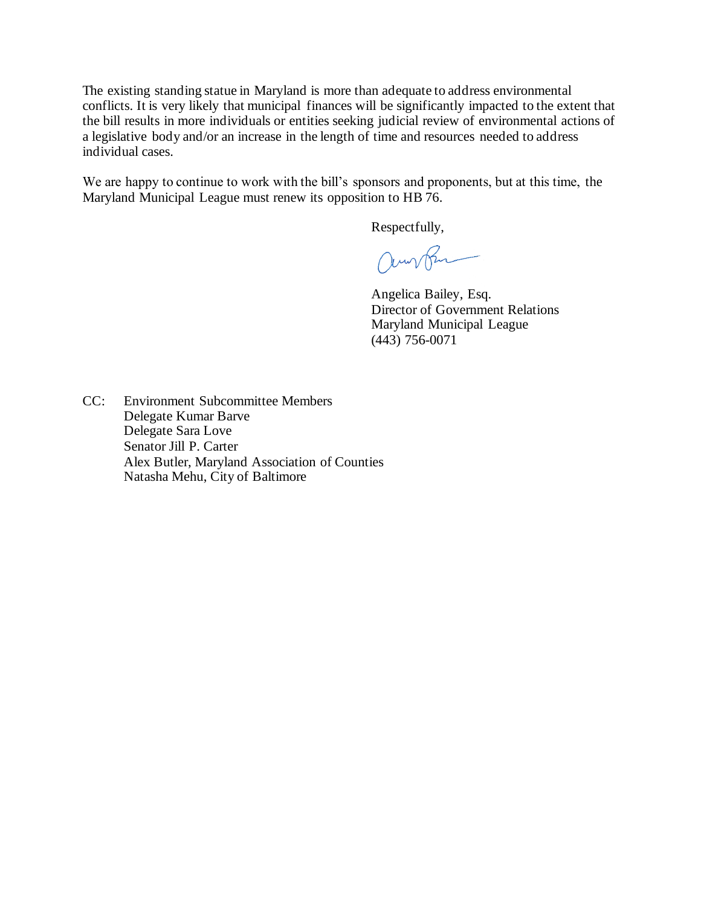The existing standing statue in Maryland is more than adequate to address environmental conflicts. It is very likely that municipal finances will be significantly impacted to the extent that the bill results in more individuals or entities seeking judicial review of environmental actions of a legislative body and/or an increase in the length of time and resources needed to address individual cases.

We are happy to continue to work with the bill's sponsors and proponents, but at this time, the Maryland Municipal League must renew its opposition to HB 76.

Respectfully,

Angelica Bailey, Esq.
Director of Government Relations
Maryland Municipal League
(443) 756-0071

CC: Environment Subcommittee Members
Delegate Kumar Barve
Delegate Sara Love
Senator Jill P. Carter
Alex Butler, Maryland Association of Counties
Natasha Mehu, City of Baltimore